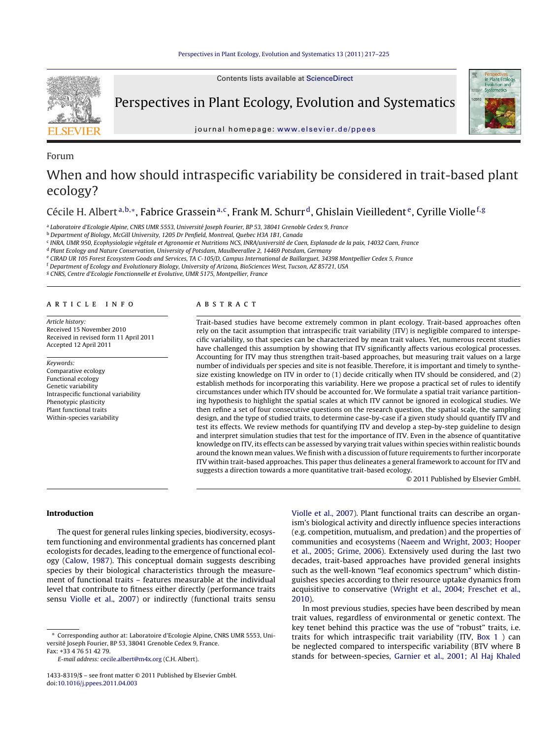Forum

# When and how should intraspecific variability be considered in trait-based plant ecology?

Cécile H. Albert[a,b,*], Fabrice Grassein[a,c], Frank M. Schurr[d], Ghislain Vieilledent[e], Cyrille Violle[f,g]

[a] Laboratoire d'Ecologie Alpine, CNRS UMR 5553, Université Joseph Fourier, BP 53, 38041 Grenoble Cedex 9, France
[b] Department of Biology, McGill University, 1205 Dr Penfield, Montreal, Quebec H3A 1B1, Canada
[c] INRA, UMR 950, Ecophysiologie végétale et Agronomie et Nutritions NCS, INRA/université de Caen, Esplanade de la paix, 14032 Caen, France
[d] Plant Ecology and Nature Conservation, University of Potsdam, Maulbeerallee 2, 14469 Potsdam, Germany
[e] CIRAD UR 105 Forest Ecosystem Goods and Services, TA C-105/D, Campus International de Baillarguet, 34398 Montpellier Cedex 5, France
[f] Department of Ecology and Evolutionary Biology, University of Arizona, BioSciences West, Tucson, AZ 85721, USA
[g] CNRS, Centre d'Ecologie Fonctionnelle et Evolutive, UMR 5175, Montpellier, France

## ARTICLE INFO

*Article history:*
Received 15 November 2010
Received in revised form 11 April 2011
Accepted 12 April 2011

*Keywords:*
Comparative ecology
Functional ecology
Genetic variability
Intraspecific functional variability
Phenotypic plasticity
Plant functional traits
Within-species variability

## ABSTRACT

Trait-based studies have become extremely common in plant ecology. Trait-based approaches often rely on the tacit assumption that intraspecific trait variability (ITV) is negligible compared to interspecific variability, so that species can be characterized by mean trait values. Yet, numerous recent studies have challenged this assumption by showing that ITV significantly affects various ecological processes. Accounting for ITV may thus strengthen trait-based approaches, but measuring trait values on a large number of individuals per species and site is not feasible. Therefore, it is important and timely to synthesize existing knowledge on ITV in order to (1) decide critically when ITV should be considered, and (2) establish methods for incorporating this variability. Here we propose a practical set of rules to identify circumstances under which ITV should be accounted for. We formulate a spatial trait variance partitioning hypothesis to highlight the spatial scales at which ITV cannot be ignored in ecological studies. We then refine a set of four consecutive questions on the research question, the spatial scale, the sampling design, and the type of studied traits, to determine case-by-case if a given study should quantify ITV and test its effects. We review methods for quantifying ITV and develop a step-by-step guideline to design and interpret simulation studies that test for the importance of ITV. Even in the absence of quantitative knowledge on ITV, its effects can be assessed by varying trait values within species within realistic bounds around the known mean values. We finish with a discussion of future requirements to further incorporate ITV within trait-based approaches. This paper thus delineates a general framework to account for ITV and suggests a direction towards a more quantitative trait-based ecology.

© 2011 Published by Elsevier GmbH.

## Introduction

The quest for general rules linking species, biodiversity, ecosystem functioning and environmental gradients has concerned plant ecologists for decades, leading to the emergence of functional ecology (Calow, 1987). This conceptual domain suggests describing species by their biological characteristics through the measurement of functional traits – features measurable at the individual level that contribute to fitness either directly (performance traits sensu Violle et al., 2007) or indirectly (functional traits sensu Violle et al., 2007). Plant functional traits can describe an organism's biological activity and directly influence species interactions (e.g. competition, mutualism, and predation) and the properties of communities and ecosystems (Naeem and Wright, 2003; Hooper et al., 2005; Grime, 2006). Extensively used during the last two decades, trait-based approaches have provided general insights such as the well-known "leaf economics spectrum" which distinguishes species according to their resource uptake dynamics from acquisitive to conservative (Wright et al., 2004; Freschet et al., 2010).

In most previous studies, species have been described by mean trait values, regardless of environmental or genetic context. The key tenet behind this practice was the use of "robust" traits, i.e. traits for which intraspecific trait variability (ITV, Box 1 ) can be neglected compared to interspecific variability (BTV where B stands for between-species, Garnier et al., 2001; Al Haj Khaled

\* Corresponding author at: Laboratoire d'Ecologie Alpine, CNRS UMR 5553, Université Joseph Fourier, BP 53, 38041 Grenoble Cedex 9, France.
Fax: +33 4 76 51 42 79.
*E-mail address:* cecile.albert@m4x.org (C.H. Albert).

1433-8319/$ – see front matter © 2011 Published by Elsevier GmbH.
doi:10.1016/j.ppees.2011.04.003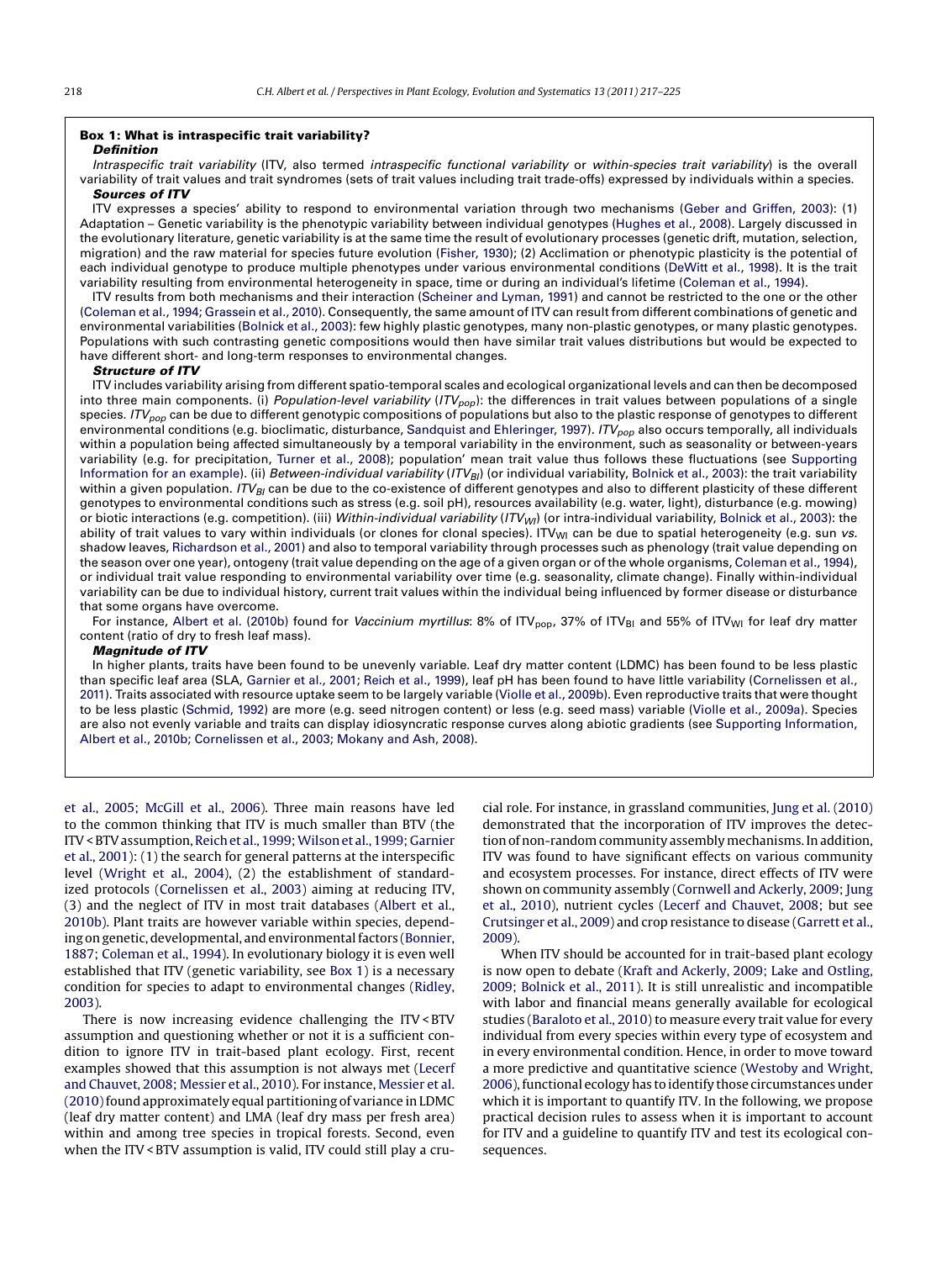## Box 1: What is intraspecific trait variability?

### *Definition*

*Intraspecific trait variability* (ITV, also termed *intraspecific functional variability* or *within-species trait variability*) is the overall variability of trait values and trait syndromes (sets of trait values including trait trade-offs) expressed by individuals within a species.

### *Sources of ITV*

ITV expresses a species' ability to respond to environmental variation through two mechanisms (Geber and Griffen, 2003): (1) Adaptation – Genetic variability is the phenotypic variability between individual genotypes (Hughes et al., 2008). Largely discussed in the evolutionary literature, genetic variability is at the same time the result of evolutionary processes (genetic drift, mutation, selection, migration) and the raw material for species future evolution (Fisher, 1930); (2) Acclimation or phenotypic plasticity is the potential of each individual genotype to produce multiple phenotypes under various environmental conditions (DeWitt et al., 1998). It is the trait variability resulting from environmental heterogeneity in space, time or during an individual's lifetime (Coleman et al., 1994).

ITV results from both mechanisms and their interaction (Scheiner and Lyman, 1991) and cannot be restricted to the one or the other (Coleman et al., 1994; Grassein et al., 2010). Consequently, the same amount of ITV can result from different combinations of genetic and environmental variabilities (Bolnick et al., 2003): few highly plastic genotypes, many non-plastic genotypes, or many plastic genotypes. Populations with such contrasting genetic compositions would then have similar trait values distributions but would be expected to have different short- and long-term responses to environmental changes.

### *Structure of ITV*

ITV includes variability arising from different spatio-temporal scales and ecological organizational levels and can then be decomposed into three main components. (i) *Population-level variability* ($ITV_{pop}$): the differences in trait values between populations of a single species. $ITV_{pop}$ can be due to different genotypic compositions of populations but also to the plastic response of genotypes to different environmental conditions (e.g. bioclimatic, disturbance, Sandquist and Ehleringer, 1997). $ITV_{pop}$ also occurs temporally, all individuals within a population being affected simultaneously by a temporal variability in the environment, such as seasonality or between-years variability (e.g. for precipitation, Turner et al., 2008); population' mean trait value thus follows these fluctuations (see Supporting Information for an example). (ii) *Between-individual variability* ($ITV_{BI}$) (or individual variability, Bolnick et al., 2003): the trait variability within a given population. $ITV_{BI}$ can be due to the co-existence of different genotypes and also to different plasticity of these different genotypes to environmental conditions such as stress (e.g. soil pH), resources availability (e.g. water, light), disturbance (e.g. mowing) or biotic interactions (e.g. competition). (iii) *Within-individual variability* ($ITV_{WI}$) (or intra-individual variability, Bolnick et al., 2003): the ability of trait values to vary within individuals (or clones for clonal species). $ITV_{WI}$ can be due to spatial heterogeneity (e.g. sun *vs.* shadow leaves, Richardson et al., 2001) and also to temporal variability through processes such as phenology (trait value depending on the season over one year), ontogeny (trait value depending on the age of a given organ or of the whole organisms, Coleman et al., 1994), or individual trait value responding to environmental variability over time (e.g. seasonality, climate change). Finally within-individual variability can be due to individual history, current trait values within the individual being influenced by former disease or disturbance that some organs have overcome.

For instance, Albert et al. (2010b) found for *Vaccinium myrtillus*: 8% of $ITV_{pop}$, 37% of $ITV_{BI}$ and 55% of $ITV_{WI}$ for leaf dry matter content (ratio of dry to fresh leaf mass).

### *Magnitude of ITV*

In higher plants, traits have been found to be unevenly variable. Leaf dry matter content (LDMC) has been found to be less plastic than specific leaf area (SLA, Garnier et al., 2001; Reich et al., 1999), leaf pH has been found to have little variability (Cornelissen et al., 2011). Traits associated with resource uptake seem to be largely variable (Violle et al., 2009b). Even reproductive traits that were thought to be less plastic (Schmid, 1992) are more (e.g. seed nitrogen content) or less (e.g. seed mass) variable (Violle et al., 2009a). Species are also not evenly variable and traits can display idiosyncratic response curves along abiotic gradients (see Supporting Information, Albert et al., 2010b; Cornelissen et al., 2003; Mokany and Ash, 2008).

---

et al., 2005; McGill et al., 2006). Three main reasons have led to the common thinking that ITV is much smaller than BTV (the ITV < BTV assumption, Reich et al., 1999; Wilson et al., 1999; Garnier et al., 2001): (1) the search for general patterns at the interspecific level (Wright et al., 2004), (2) the establishment of standardized protocols (Cornelissen et al., 2003) aiming at reducing ITV, (3) and the neglect of ITV in most trait databases (Albert et al., 2010b). Plant traits are however variable within species, depending on genetic, developmental, and environmental factors (Bonnier, 1887; Coleman et al., 1994). In evolutionary biology it is even well established that ITV (genetic variability, see Box 1) is a necessary condition for species to adapt to environmental changes (Ridley, 2003).

There is now increasing evidence challenging the ITV < BTV assumption and questioning whether or not it is a sufficient condition to ignore ITV in trait-based plant ecology. First, recent examples showed that this assumption is not always met (Lecerf and Chauvet, 2008; Messier et al., 2010). For instance, Messier et al. (2010) found approximately equal partitioning of variance in LDMC (leaf dry matter content) and LMA (leaf dry mass per fresh area) within and among tree species in tropical forests. Second, even when the ITV < BTV assumption is valid, ITV could still play a crucial role. For instance, in grassland communities, Jung et al. (2010) demonstrated that the incorporation of ITV improves the detection of non-random community assembly mechanisms. In addition, ITV was found to have significant effects on various community and ecosystem processes. For instance, direct effects of ITV were shown on community assembly (Cornwell and Ackerly, 2009; Jung et al., 2010), nutrient cycles (Lecerf and Chauvet, 2008; but see Crutsinger et al., 2009) and crop resistance to disease (Garrett et al., 2009).

When ITV should be accounted for in trait-based plant ecology is now open to debate (Kraft and Ackerly, 2009; Lake and Ostling, 2009; Bolnick et al., 2011). It is still unrealistic and incompatible with labor and financial means generally available for ecological studies (Baraloto et al., 2010) to measure every trait value for every individual from every species within every type of ecosystem and in every environmental condition. Hence, in order to move toward a more predictive and quantitative science (Westoby and Wright, 2006), functional ecology has to identify those circumstances under which it is important to quantify ITV. In the following, we propose practical decision rules to assess when it is important to account for ITV and a guideline to quantify ITV and test its ecological consequences.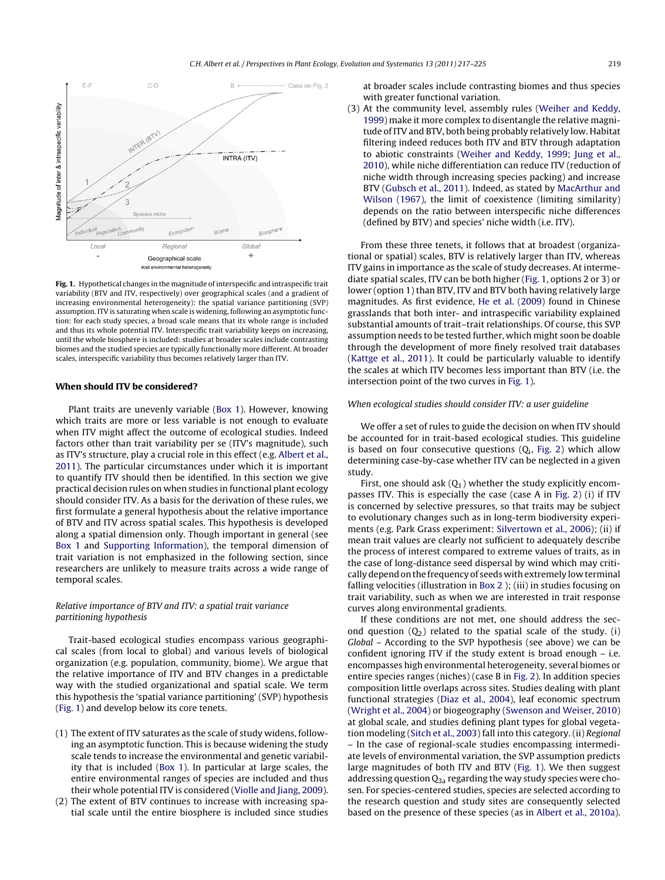**Fig. 1.** Hypothetical changes in the magnitude of interspecific and intraspecific trait variability (BTV and ITV, respectively) over geographical scales (and a gradient of increasing environmental heterogeneity): the spatial variance partitioning (SVP) assumption. ITV is saturating when scale is widening, following an asymptotic function: for each study species, a broad scale means that its whole range is included and thus its whole potential ITV. Interspecific trait variability keeps on increasing, until the whole biosphere is included: studies at broader scales include contrasting biomes and the studied species are typically functionally more different. At broader scales, interspecific variability thus becomes relatively larger than ITV.

## When should ITV be considered?

Plant traits are unevenly variable (Box 1). However, knowing which traits are more or less variable is not enough to evaluate when ITV might affect the outcome of ecological studies. Indeed factors other than trait variability per se (ITV's magnitude), such as ITV's structure, play a crucial role in this effect (e.g. Albert et al., 2011). The particular circumstances under which it is important to quantify ITV should then be identified. In this section we give practical decision rules on when studies in functional plant ecology should consider ITV. As a basis for the derivation of these rules, we first formulate a general hypothesis about the relative importance of BTV and ITV across spatial scales. This hypothesis is developed along a spatial dimension only. Though important in general (see Box 1 and Supporting Information), the temporal dimension of trait variation is not emphasized in the following section, since researchers are unlikely to measure traits across a wide range of temporal scales.

### *Relative importance of BTV and ITV: a spatial trait variance partitioning hypothesis*

Trait-based ecological studies encompass various geographical scales (from local to global) and various levels of biological organization (e.g. population, community, biome). We argue that the relative importance of ITV and BTV changes in a predictable way with the studied organizational and spatial scale. We term this hypothesis the 'spatial variance partitioning' (SVP) hypothesis (Fig. 1) and develop below its core tenets.

(1) The extent of ITV saturates as the scale of study widens, following an asymptotic function. This is because widening the study scale tends to increase the environmental and genetic variability that is included (Box 1). In particular at large scales, the entire environmental ranges of species are included and thus their whole potential ITV is considered (Violle and Jiang, 2009).
(2) The extent of BTV continues to increase with increasing spatial scale until the entire biosphere is included since studies at broader scales include contrasting biomes and thus species with greater functional variation.
(3) At the community level, assembly rules (Weiher and Keddy, 1999) make it more complex to disentangle the relative magnitude of ITV and BTV, both being probably relatively low. Habitat filtering indeed reduces both ITV and BTV through adaptation to abiotic constraints (Weiher and Keddy, 1999; Jung et al., 2010), while niche differentiation can reduce ITV (reduction of niche width through increasing species packing) and increase BTV (Gubsch et al., 2011). Indeed, as stated by MacArthur and Wilson (1967), the limit of coexistence (limiting similarity) depends on the ratio between interspecific niche differences (defined by BTV) and species' niche width (i.e. ITV).

From these three tenets, it follows that at broadest (organizational or spatial) scales, BTV is relatively larger than ITV, whereas ITV gains in importance as the scale of study decreases. At intermediate spatial scales, ITV can be both higher (Fig. 1, options 2 or 3) or lower (option 1) than BTV, ITV and BTV both having relatively large magnitudes. As first evidence, He et al. (2009) found in Chinese grasslands that both inter- and intraspecific variability explained substantial amounts of trait–trait relationships. Of course, this SVP assumption needs to be tested further, which might soon be doable through the development of more finely resolved trait databases (Kattge et al., 2011). It could be particularly valuable to identify the scales at which ITV becomes less important than BTV (i.e. the intersection point of the two curves in Fig. 1).

### *When ecological studies should consider ITV: a user guideline*

We offer a set of rules to guide the decision on when ITV should be accounted for in trait-based ecological studies. This guideline is based on four consecutive questions ($Q_i$, Fig. 2) which allow determining case-by-case whether ITV can be neglected in a given study.

First, one should ask ($Q_1$) whether the study explicitly encompasses ITV. This is especially the case (case A in Fig. 2) (i) if ITV is concerned by selective pressures, so that traits may be subject to evolutionary changes such as in long-term biodiversity experiments (e.g. Park Grass experiment: Silvertown et al., 2006); (ii) if mean trait values are clearly not sufficient to adequately describe the process of interest compared to extreme values of traits, as in the case of long-distance seed dispersal by wind which may critically depend on the frequency of seeds with extremely low terminal falling velocities (illustration in Box 2 ); (iii) in studies focusing on trait variability, such as when we are interested in trait response curves along environmental gradients.

If these conditions are not met, one should address the second question ($Q_2$) related to the spatial scale of the study. (i) *Global* – According to the SVP hypothesis (see above) we can be confident ignoring ITV if the study extent is broad enough – i.e. encompasses high environmental heterogeneity, several biomes or entire species ranges (niches) (case B in Fig. 2). In addition species composition little overlaps across sites. Studies dealing with plant functional strategies (Diaz et al., 2004), leaf economic spectrum (Wright et al., 2004) or biogeography (Swenson and Weiser, 2010) at global scale, and studies defining plant types for global vegetation modeling (Sitch et al., 2003) fall into this category. (ii) *Regional* – In the case of regional-scale studies encompassing intermediate levels of environmental variation, the SVP assumption predicts large magnitudes of both ITV and BTV (Fig. 1). We then suggest addressing question $Q_{3a}$ regarding the way study species were chosen. For species-centered studies, species are selected according to the research question and study sites are consequently selected based on the presence of these species (as in Albert et al., 2010a).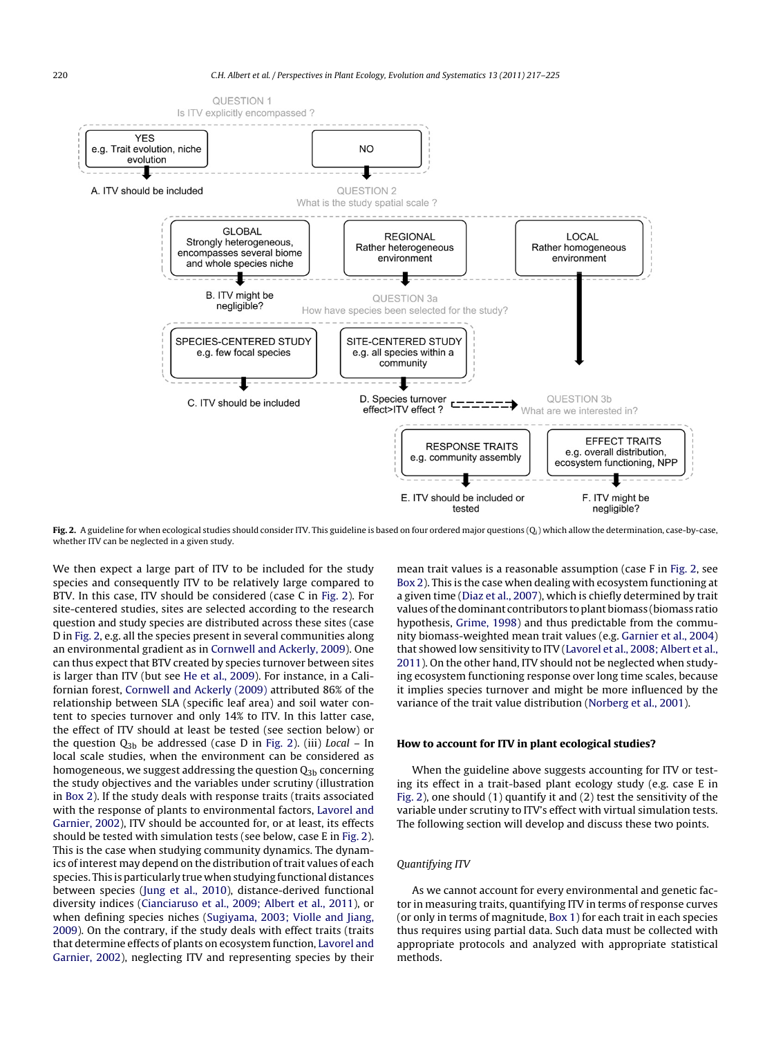QUESTION 1
Is ITV explicitly encompassed ?

YES
e.g. Trait evolution, niche evolution

NO

A. ITV should be included

QUESTION 2
What is the study spatial scale ?

GLOBAL
Strongly heterogeneous, encompasses several biome and whole species niche

REGIONAL
Rather heterogeneous environment

LOCAL
Rather homogeneous environment

B. ITV might be negligible?

QUESTION 3a
How have species been selected for the study?

SPECIES-CENTERED STUDY
e.g. few focal species

SITE-CENTERED STUDY
e.g. all species within a community

C. ITV should be included

D. Species turnover effect>ITV effect ?

QUESTION 3b
What are we interested in?

RESPONSE TRAITS
e.g. community assembly

EFFECT TRAITS
e.g. overall distribution, ecosystem functioning, NPP

E. ITV should be included or tested

F. ITV might be negligible?

**Fig. 2.** A guideline for when ecological studies should consider ITV. This guideline is based on four ordered major questions ($Q_i$) which allow the determination, case-by-case, whether ITV can be neglected in a given study.

We then expect a large part of ITV to be included for the study species and consequently ITV to be relatively large compared to BTV. In this case, ITV should be considered (case C in Fig. 2). For site-centered studies, sites are selected according to the research question and study species are distributed across these sites (case D in Fig. 2, e.g. all the species present in several communities along an environmental gradient as in Cornwell and Ackerly, 2009). One can thus expect that BTV created by species turnover between sites is larger than ITV (but see He et al., 2009). For instance, in a Californian forest, Cornwell and Ackerly (2009) attributed 86% of the relationship between SLA (specific leaf area) and soil water content to species turnover and only 14% to ITV. In this latter case, the effect of ITV should at least be tested (see section below) or the question $Q_{3b}$ be addressed (case D in Fig. 2). (iii) *Local* – In local scale studies, when the environment can be considered as homogeneous, we suggest addressing the question $Q_{3b}$ concerning the study objectives and the variables under scrutiny (illustration in Box 2). If the study deals with response traits (traits associated with the response of plants to environmental factors, Lavorel and Garnier, 2002), ITV should be accounted for, or at least, its effects should be tested with simulation tests (see below, case E in Fig. 2). This is the case when studying community dynamics. The dynamics of interest may depend on the distribution of trait values of each species. This is particularly true when studying functional distances between species (Jung et al., 2010), distance-derived functional diversity indices (Cianciaruso et al., 2009; Albert et al., 2011), or when defining species niches (Sugiyama, 2003; Violle and Jiang, 2009). On the contrary, if the study deals with effect traits (traits that determine effects of plants on ecosystem function, Lavorel and Garnier, 2002), neglecting ITV and representing species by their mean trait values is a reasonable assumption (case F in Fig. 2, see Box 2). This is the case when dealing with ecosystem functioning at a given time (Diaz et al., 2007), which is chiefly determined by trait values of the dominant contributors to plant biomass (biomass ratio hypothesis, Grime, 1998) and thus predictable from the community biomass-weighted mean trait values (e.g. Garnier et al., 2004) that showed low sensitivity to ITV (Lavorel et al., 2008; Albert et al., 2011). On the other hand, ITV should not be neglected when studying ecosystem functioning response over long time scales, because it implies species turnover and might be more influenced by the variance of the trait value distribution (Norberg et al., 2001).

## How to account for ITV in plant ecological studies?

When the guideline above suggests accounting for ITV or testing its effect in a trait-based plant ecology study (e.g. case E in Fig. 2), one should (1) quantify it and (2) test the sensitivity of the variable under scrutiny to ITV's effect with virtual simulation tests. The following section will develop and discuss these two points.

### *Quantifying ITV*

As we cannot account for every environmental and genetic factor in measuring traits, quantifying ITV in terms of response curves (or only in terms of magnitude, Box 1) for each trait in each species thus requires using partial data. Such data must be collected with appropriate protocols and analyzed with appropriate statistical methods.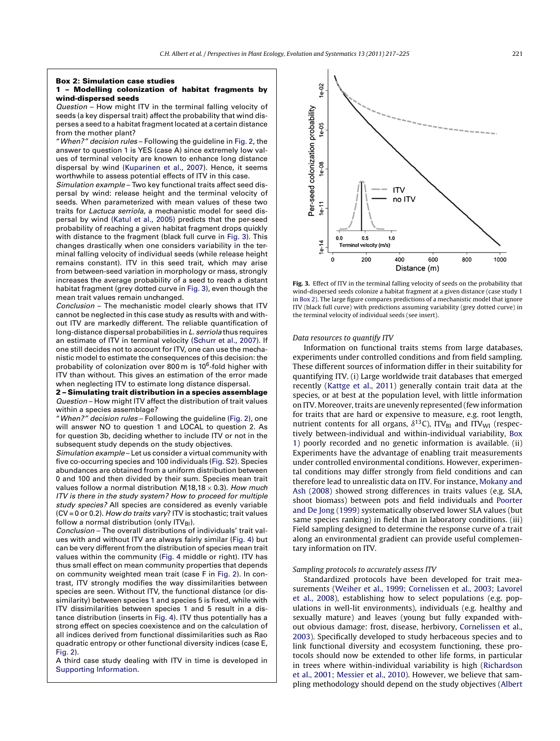## Box 2: Simulation case studies

### 1 – Modelling colonization of habitat fragments by wind-dispersed seeds

*Question* – How might ITV in the terminal falling velocity of seeds (a key dispersal trait) affect the probability that wind disperses a seed to a habitat fragment located at a certain distance from the mother plant?

*"When?" decision rules* – Following the guideline in Fig. 2, the answer to question 1 is YES (case A) since extremely low values of terminal velocity are known to enhance long distance dispersal by wind (Kuparinen et al., 2007). Hence, it seems worthwhile to assess potential effects of ITV in this case.

*Simulation example* – Two key functional traits affect seed dispersal by wind: release height and the terminal velocity of seeds. When parameterized with mean values of these two traits for *Lactuca serriola*, a mechanistic model for seed dispersal by wind (Katul et al., 2005) predicts that the per-seed probability of reaching a given habitat fragment drops quickly with distance to the fragment (black full curve in Fig. 3). This changes drastically when one considers variability in the terminal falling velocity of individual seeds (while release height remains constant). ITV in this seed trait, which may arise from between-seed variation in morphology or mass, strongly increases the average probability of a seed to reach a distant habitat fragment (grey dotted curve in Fig. 3), even though the mean trait values remain unchanged.

*Conclusion* – The mechanistic model clearly shows that ITV cannot be neglected in this case study as results with and without ITV are markedly different. The reliable quantification of long-distance dispersal probabilities in *L. serriola* thus requires an estimate of ITV in terminal velocity (Schurr et al., 2007). If one still decides not to account for ITV, one can use the mechanistic model to estimate the consequences of this decision: the probability of colonization over 800 m is $10^6$-fold higher with ITV than without. This gives an estimation of the error made when neglecting ITV to estimate long distance dispersal.

### 2 – Simulating trait distribution in a species assemblage

*Question* – How might ITV affect the distribution of trait values within a species assemblage?

*"When?" decision rules* – Following the guideline (Fig. 2), one will answer NO to question 1 and LOCAL to question 2. As for question 3b, deciding whether to include ITV or not in the subsequent study depends on the study objectives.

*Simulation example* – Let us consider a virtual community with five co-occurring species and 100 individuals (Fig. S2). Species abundances are obtained from a uniform distribution between 0 and 100 and then divided by their sum. Species mean trait values follow a normal distribution $N(18, 18 \times 0.3)$. *How much ITV is there in the study system? How to proceed for multiple study species?* All species are considered as evenly variable (CV = 0 or 0.2). *How do traits vary?* ITV is stochastic; trait values follow a normal distribution (only $ITV_{BI}$).

*Conclusion* – The overall distributions of individuals' trait values with and without ITV are always fairly similar (Fig. 4) but can be very different from the distribution of species mean trait values within the community (Fig. 4 middle or right). ITV has thus small effect on mean community properties that depends on community weighted mean trait (case F in Fig. 2). In contrast, ITV strongly modifies the way dissimilarities between species are seen. Without ITV, the functional distance (or dissimilarity) between species 1 and species 5 is fixed, while with ITV dissimilarities between species 1 and 5 result in a distance distribution (inserts in Fig. 4). ITV thus potentially has a strong effect on species coexistence and on the calculation of all indices derived from functional dissimilarities such as Rao quadratic entropy or other functional diversity indices (case E, Fig. 2).

A third case study dealing with ITV in time is developed in Supporting Information.

**Fig. 3.** Effect of ITV in the terminal falling velocity of seeds on the probability that wind-dispersed seeds colonize a habitat fragment at a given distance (case study 1 in Box 2). The large figure compares predictions of a mechanistic model that ignore ITV (black full curve) with predictions assuming variability (grey dotted curve) in the terminal velocity of individual seeds (see insert).

### Data resources to quantify ITV

Information on functional traits stems from large databases, experiments under controlled conditions and from field sampling. These different sources of information differ in their suitability for quantifying ITV. (i) Large worldwide trait databases that emerged recently (Kattge et al., 2011) generally contain trait data at the species, or at best at the population level, with little information on ITV. Moreover, traits are unevenly represented (few information for traits that are hard or expensive to measure, e.g. root length, nutrient contents for all organs, $\delta^{13}C$), $ITV_{BI}$ and $ITV_{WI}$ (respectively between-individual and within-individual variability, Box 1) poorly recorded and no genetic information is available. (ii) Experiments have the advantage of enabling trait measurements under controlled environmental conditions. However, experimental conditions may differ strongly from field conditions and can therefore lead to unrealistic data on ITV. For instance, Mokany and Ash (2008) showed strong differences in traits values (e.g. SLA, shoot biomass) between pots and field individuals and Poorter and De Jong (1999) systematically observed lower SLA values (but same species ranking) in field than in laboratory conditions. (iii) Field sampling designed to determine the response curve of a trait along an environmental gradient can provide useful complementary information on ITV.

### Sampling protocols to accurately assess ITV

Standardized protocols have been developed for trait measurements (Weiher et al., 1999; Cornelissen et al., 2003; Lavorel et al., 2008), establishing how to select populations (e.g. populations in well-lit environments), individuals (e.g. healthy and sexually mature) and leaves (young but fully expanded without obvious damage: frost, disease, herbivory, Cornelissen et al., 2003). Specifically developed to study herbaceous species and to link functional diversity and ecosystem functioning, these protocols should now be extended to other life forms, in particular in trees where within-individual variability is high (Richardson et al., 2001; Messier et al., 2010). However, we believe that sampling methodology should depend on the study objectives (Albert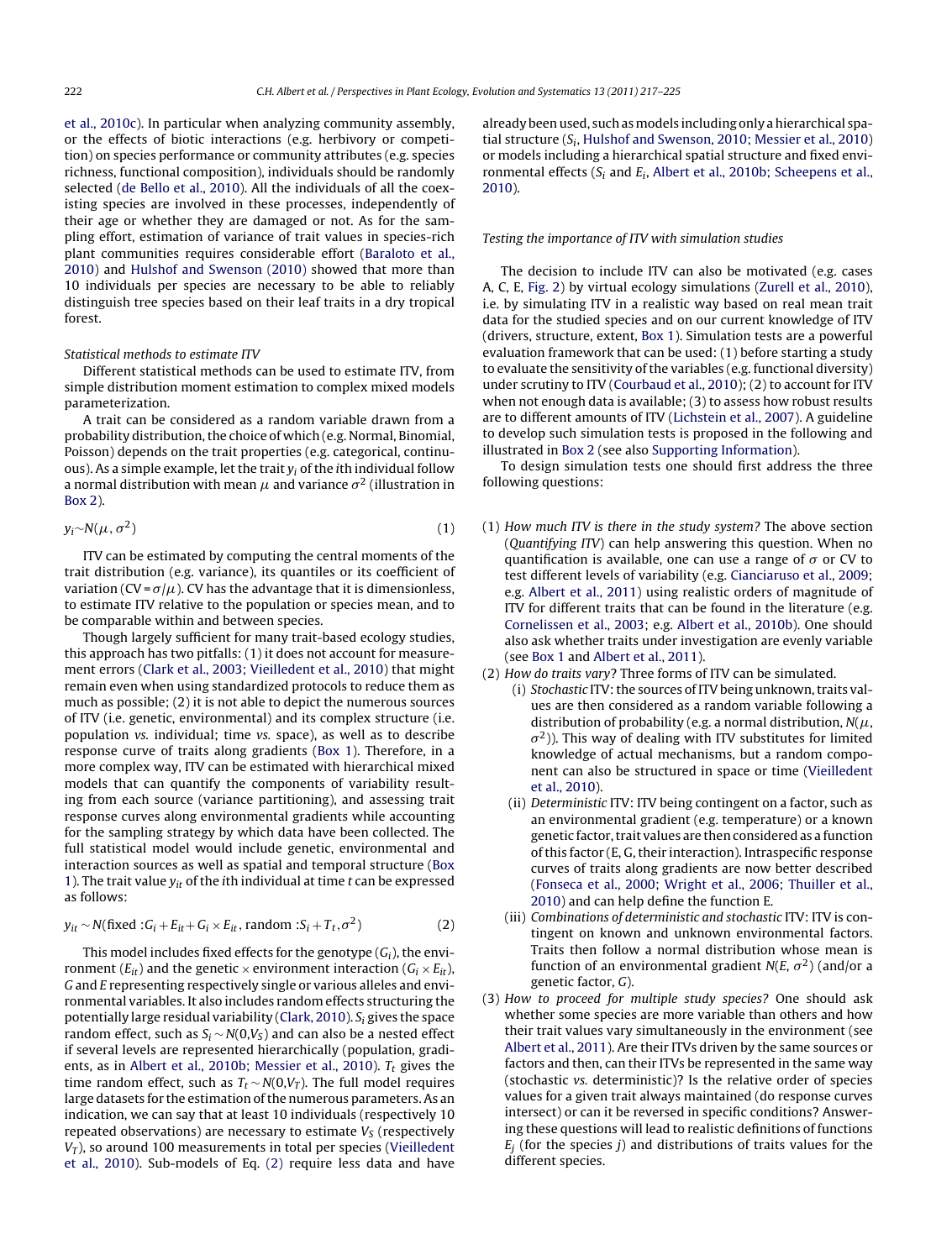et al., 2010c). In particular when analyzing community assembly, or the effects of biotic interactions (e.g. herbivory or competition) on species performance or community attributes (e.g. species richness, functional composition), individuals should be randomly selected (de Bello et al., 2010). All the individuals of all the coexisting species are involved in these processes, independently of their age or whether they are damaged or not. As for the sampling effort, estimation of variance of trait values in species-rich plant communities requires considerable effort (Baraloto et al., 2010) and Hulshof and Swenson (2010) showed that more than 10 individuals per species are necessary to be able to reliably distinguish tree species based on their leaf traits in a dry tropical forest.

*Statistical methods to estimate ITV*

Different statistical methods can be used to estimate ITV, from simple distribution moment estimation to complex mixed models parameterization.

A trait can be considered as a random variable drawn from a probability distribution, the choice of which (e.g. Normal, Binomial, Poisson) depends on the trait properties (e.g. categorical, continuous). As a simple example, let the trait $y_i$ of the $i$th individual follow a normal distribution with mean $\mu$ and variance $\sigma^2$ (illustration in Box 2).

$$y_i \sim N(\mu, \sigma^2) \tag{1}$$

ITV can be estimated by computing the central moments of the trait distribution (e.g. variance), its quantiles or its coefficient of variation ($CV = \sigma/\mu$). CV has the advantage that it is dimensionless, to estimate ITV relative to the population or species mean, and to be comparable within and between species.

Though largely sufficient for many trait-based ecology studies, this approach has two pitfalls: (1) it does not account for measurement errors (Clark et al., 2003; Vieilledent et al., 2010) that might remain even when using standardized protocols to reduce them as much as possible; (2) it is not able to depict the numerous sources of ITV (i.e. genetic, environmental) and its complex structure (i.e. population *vs.* individual; time *vs.* space), as well as to describe response curve of traits along gradients (Box 1). Therefore, in a more complex way, ITV can be estimated with hierarchical mixed models that can quantify the components of variability resulting from each source (variance partitioning), and assessing trait response curves along environmental gradients while accounting for the sampling strategy by which data have been collected. The full statistical model would include genetic, environmental and interaction sources as well as spatial and temporal structure (Box 1). The trait value $y_{it}$ of the $i$th individual at time $t$ can be expressed as follows:

$$y_{it} \sim N(\text{fixed} : G_i + E_{it} + G_i \times E_{it}, \text{random} : S_i + T_t, \sigma^2) \tag{2}$$

This model includes fixed effects for the genotype ($G_i$), the environment ($E_{it}$) and the genetic × environment interaction ($G_i \times E_{it}$), $G$ and $E$ representing respectively single or various alleles and environmental variables. It also includes random effects structuring the potentially large residual variability (Clark, 2010). $S_i$ gives the space random effect, such as $S_i \sim N(0,V_S)$ and can also be a nested effect if several levels are represented hierarchically (population, gradients, as in Albert et al., 2010b; Messier et al., 2010). $T_t$ gives the time random effect, such as $T_t \sim N(0,V_T)$. The full model requires large datasets for the estimation of the numerous parameters. As an indication, we can say that at least 10 individuals (respectively 10 repeated observations) are necessary to estimate $V_S$ (respectively $V_T$), so around 100 measurements in total per species (Vieilledent et al., 2010). Sub-models of Eq. (2) require less data and have already been used, such as models including only a hierarchical spatial structure ($S_i$, Hulshof and Swenson, 2010; Messier et al., 2010) or models including a hierarchical spatial structure and fixed environmental effects ($S_i$ and $E_i$, Albert et al., 2010b; Scheepens et al., 2010).

*Testing the importance of ITV with simulation studies*

The decision to include ITV can also be motivated (e.g. cases A, C, E, Fig. 2) by virtual ecology simulations (Zurell et al., 2010), i.e. by simulating ITV in a realistic way based on real mean trait data for the studied species and on our current knowledge of ITV (drivers, structure, extent, Box 1). Simulation tests are a powerful evaluation framework that can be used: (1) before starting a study to evaluate the sensitivity of the variables (e.g. functional diversity) under scrutiny to ITV (Courbaud et al., 2010); (2) to account for ITV when not enough data is available; (3) to assess how robust results are to different amounts of ITV (Lichstein et al., 2007). A guideline to develop such simulation tests is proposed in the following and illustrated in Box 2 (see also Supporting Information).

To design simulation tests one should first address the three following questions:

(1) *How much ITV is there in the study system?* The above section (*Quantifying ITV*) can help answering this question. When no quantification is available, one can use a range of $\sigma$ or CV to test different levels of variability (e.g. Cianciaruso et al., 2009; e.g. Albert et al., 2011) using realistic orders of magnitude of ITV for different traits that can be found in the literature (e.g. Cornelissen et al., 2003; e.g. Albert et al., 2010b). One should also ask whether traits under investigation are evenly variable (see Box 1 and Albert et al., 2011).

(2) *How do traits vary?* Three forms of ITV can be simulated.
   - (i) *Stochastic* ITV: the sources of ITV being unknown, traits values are then considered as a random variable following a distribution of probability (e.g. a normal distribution, $N(\mu, \sigma^2)$). This way of dealing with ITV substitutes for limited knowledge of actual mechanisms, but a random component can also be structured in space or time (Vieilledent et al., 2010).
   - (ii) *Deterministic* ITV: ITV being contingent on a factor, such as an environmental gradient (e.g. temperature) or a known genetic factor, trait values are then considered as a function of this factor (E, G, their interaction). Intraspecific response curves of traits along gradients are now better described (Fonseca et al., 2000; Wright et al., 2006; Thuiller et al., 2010) and can help define the function E.
   - (iii) *Combinations of deterministic and stochastic* ITV: ITV is contingent on known and unknown environmental factors. Traits then follow a normal distribution whose mean is function of an environmental gradient $N(E, \sigma^2)$ (and/or a genetic factor, $G$).

(3) *How to proceed for multiple study species?* One should ask whether some species are more variable than others and how their trait values vary simultaneously in the environment (see Albert et al., 2011). Are their ITVs driven by the same sources or factors and then, can their ITVs be represented in the same way (stochastic *vs.* deterministic)? Is the relative order of species values for a given trait always maintained (do response curves intersect) or can it be reversed in specific conditions? Answering these questions will lead to realistic definitions of functions $E_j$ (for the species $j$) and distributions of traits values for the different species.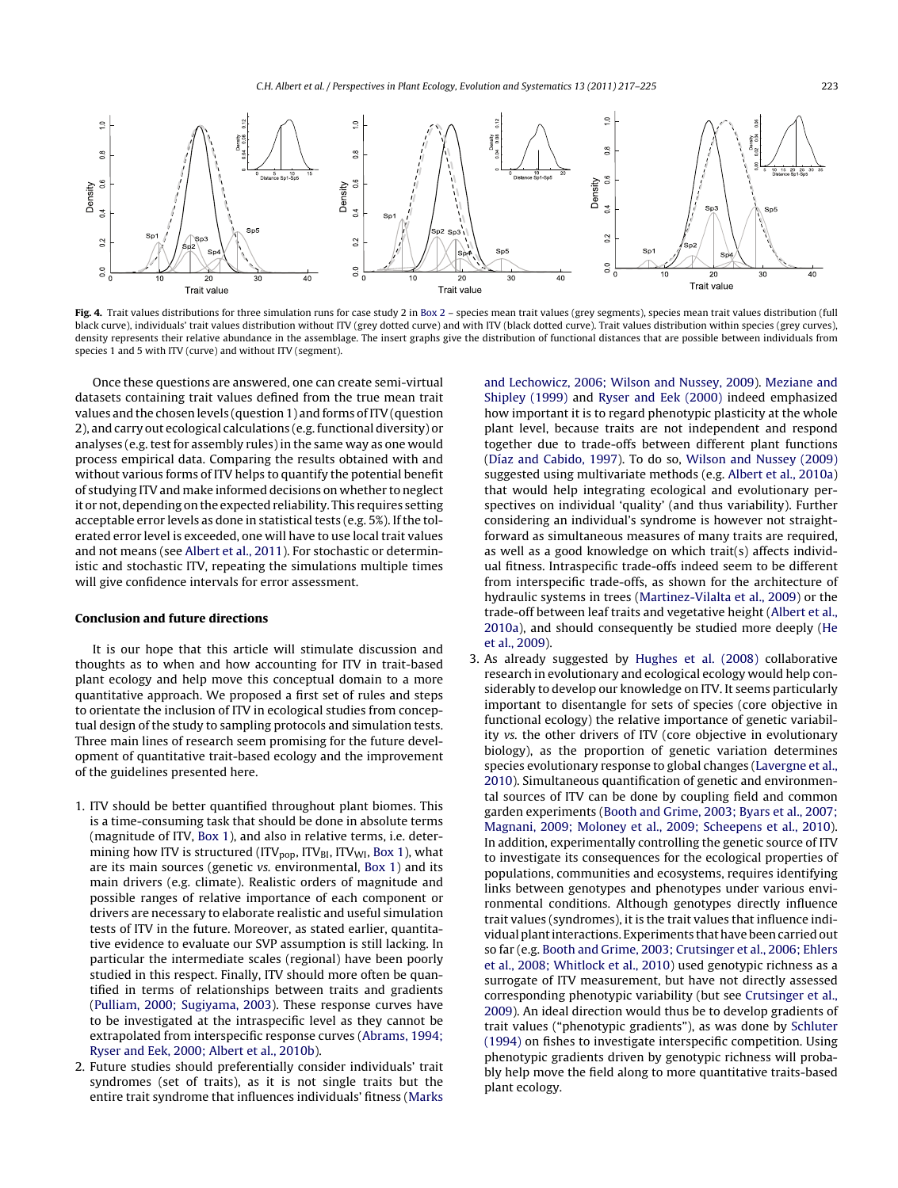**Fig. 4.** Trait values distributions for three simulation runs for case study 2 in Box 2 – species mean trait values (grey segments), species mean trait values distribution (full black curve), individuals' trait values distribution without ITV (grey dotted curve) and with ITV (black dotted curve). Trait values distribution within species (grey curves), density represents their relative abundance in the assemblage. The insert graphs give the distribution of functional distances that are possible between individuals from species 1 and 5 with ITV (curve) and without ITV (segment).

Once these questions are answered, one can create semi-virtual datasets containing trait values defined from the true mean trait values and the chosen levels (question 1) and forms of ITV (question 2), and carry out ecological calculations (e.g. functional diversity) or analyses (e.g. test for assembly rules) in the same way as one would process empirical data. Comparing the results obtained with and without various forms of ITV helps to quantify the potential benefit of studying ITV and make informed decisions on whether to neglect it or not, depending on the expected reliability. This requires setting acceptable error levels as done in statistical tests (e.g. 5%). If the tolerated error level is exceeded, one will have to use local trait values and not means (see Albert et al., 2011). For stochastic or deterministic and stochastic ITV, repeating the simulations multiple times will give confidence intervals for error assessment.

## Conclusion and future directions

It is our hope that this article will stimulate discussion and thoughts as to when and how accounting for ITV in trait-based plant ecology and help move this conceptual domain to a more quantitative approach. We proposed a first set of rules and steps to orientate the inclusion of ITV in ecological studies from conceptual design of the study to sampling protocols and simulation tests. Three main lines of research seem promising for the future development of quantitative trait-based ecology and the improvement of the guidelines presented here.

1. ITV should be better quantified throughout plant biomes. This is a time-consuming task that should be done in absolute terms (magnitude of ITV, Box 1), and also in relative terms, i.e. determining how ITV is structured ($ITV_{pop}$, $ITV_{BI}$, $ITV_{WI}$, Box 1), what are its main sources (genetic *vs.* environmental, Box 1) and its main drivers (e.g. climate). Realistic orders of magnitude and possible ranges of relative importance of each component or drivers are necessary to elaborate realistic and useful simulation tests of ITV in the future. Moreover, as stated earlier, quantitative evidence to evaluate our SVP assumption is still lacking. In particular the intermediate scales (regional) have been poorly studied in this respect. Finally, ITV should more often be quantified in terms of relationships between traits and gradients (Pulliam, 2000; Sugiyama, 2003). These response curves have to be investigated at the intraspecific level as they cannot be extrapolated from interspecific response curves (Abrams, 1994; Ryser and Eek, 2000; Albert et al., 2010b).
2. Future studies should preferentially consider individuals' trait syndromes (set of traits), as it is not single traits but the entire trait syndrome that influences individuals' fitness (Marks and Lechowicz, 2006; Wilson and Nussey, 2009). Meziane and Shipley (1999) and Ryser and Eek (2000) indeed emphasized how important it is to regard phenotypic plasticity at the whole plant level, because traits are not independent and respond together due to trade-offs between different plant functions (Díaz and Cabido, 1997). To do so, Wilson and Nussey (2009) suggested using multivariate methods (e.g. Albert et al., 2010a) that would help integrating ecological and evolutionary perspectives on individual 'quality' (and thus variability). Further considering an individual's syndrome is however not straightforward as simultaneous measures of many traits are required, as well as a good knowledge on which trait(s) affects individual fitness. Intraspecific trade-offs indeed seem to be different from interspecific trade-offs, as shown for the architecture of hydraulic systems in trees (Martinez-Vilalta et al., 2009) or the trade-off between leaf traits and vegetative height (Albert et al., 2010a), and should consequently be studied more deeply (He et al., 2009).
3. As already suggested by Hughes et al. (2008) collaborative research in evolutionary and ecological ecology would help considerably to develop our knowledge on ITV. It seems particularly important to disentangle for sets of species (core objective in functional ecology) the relative importance of genetic variability *vs.* the other drivers of ITV (core objective in evolutionary biology), as the proportion of genetic variation determines species evolutionary response to global changes (Lavergne et al., 2010). Simultaneous quantification of genetic and environmental sources of ITV can be done by coupling field and common garden experiments (Booth and Grime, 2003; Byars et al., 2007; Magnani, 2009; Moloney et al., 2009; Scheepens et al., 2010). In addition, experimentally controlling the genetic source of ITV to investigate its consequences for the ecological properties of populations, communities and ecosystems, requires identifying links between genotypes and phenotypes under various environmental conditions. Although genotypes directly influence trait values (syndromes), it is the trait values that influence individual plant interactions. Experiments that have been carried out so far (e.g. Booth and Grime, 2003; Crutsinger et al., 2006; Ehlers et al., 2008; Whitlock et al., 2010) used genotypic richness as a surrogate of ITV measurement, but have not directly assessed corresponding phenotypic variability (but see Crutsinger et al., 2009). An ideal direction would thus be to develop gradients of trait values ("phenotypic gradients"), as was done by Schluter (1994) on fishes to investigate interspecific competition. Using phenotypic gradients driven by genotypic richness will probably help move the field along to more quantitative traits-based plant ecology.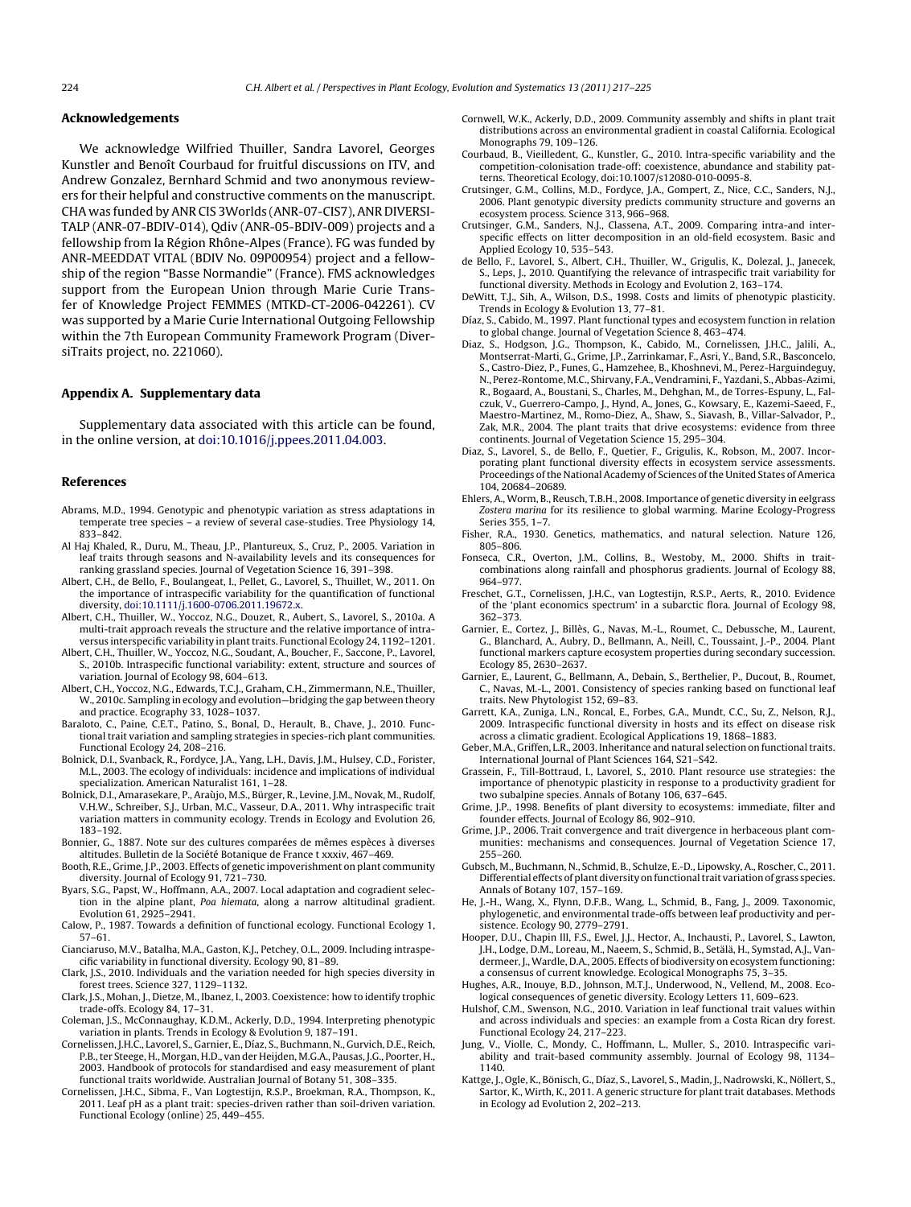## Acknowledgements

We acknowledge Wilfried Thuiller, Sandra Lavorel, Georges Kunstler and Benoît Courbaud for fruitful discussions on ITV, and Andrew Gonzalez, Bernhard Schmid and two anonymous reviewers for their helpful and constructive comments on the manuscript. CHA was funded by ANR CIS 3Worlds (ANR-07-CIS7), ANR DIVERSITALP (ANR-07-BDIV-014), Qdiv (ANR-05-BDIV-009) projects and a fellowship from la Région Rhône-Alpes (France). FG was funded by ANR-MEEDDAT VITAL (BDIV No. 09P00954) project and a fellowship of the region "Basse Normandie" (France). FMS acknowledges support from the European Union through Marie Curie Transfer of Knowledge Project FEMMES (MTKD-CT-2006-042261). CV was supported by a Marie Curie International Outgoing Fellowship within the 7th European Community Framework Program (DiversiTraits project, no. 221060).

## Appendix A. Supplementary data

Supplementary data associated with this article can be found, in the online version, at doi:10.1016/j.ppees.2011.04.003.

## References

Abrams, M.D., 1994. Genotypic and phenotypic variation as stress adaptations in temperate tree species – a review of several case-studies. Tree Physiology 14, 833–842.

Al Haj Khaled, R., Duru, M., Theau, J.P., Plantureux, S., Cruz, P., 2005. Variation in leaf traits through seasons and N-availability levels and its consequences for ranking grassland species. Journal of Vegetation Science 16, 391–398.

Albert, C.H., de Bello, F., Boulangeat, I., Pellet, G., Lavorel, S., Thuiller, W., 2011. On the importance of intraspecific variability for the quantification of functional diversity, doi:10.1111/j.1600-0706.2011.19672.x.

Albert, C.H., Thuiller, W., Yoccoz, N.G., Douzet, R., Aubert, S., Lavorel, S., 2010a. A multi-trait approach reveals the structure and the relative importance of intra-versus interspecific variability in plant traits. Functional Ecology 24, 1192–1201.

Albert, C.H., Thuiller, W., Yoccoz, N.G., Soudant, A., Boucher, F., Saccone, P., Lavorel, S., 2010b. Intraspecific functional variability: extent, structure and sources of variation. Journal of Ecology 98, 604–613.

Albert, C.H., Yoccoz, N.G., Edwards, T.C.J., Graham, C.H., Zimmermann, N.E., Thuiller, W., 2010c. Sampling in ecology and evolution—bridging the gap between theory and practice. Ecography 33, 1028–1037.

Baraloto, C., Paine, C.E.T., Patino, S., Bonal, D., Herault, B., Chave, J., 2010. Functional trait variation and sampling strategies in species-rich plant communities. Functional Ecology 24, 208–216.

Bolnick, D.I., Svanback, R., Fordyce, J.A., Yang, L.H., Davis, J.M., Hulsey, C.D., Forister, M.L., 2003. The ecology of individuals: incidence and implications of individual specialization. American Naturalist 161, 1–28.

Bolnick, D.I., Amarasekare, P., Araùjo, M.S., Bürger, R., Levine, J.M., Novak, M., Rudolf, V.H.W., Schreiber, S.J., Urban, M.C., Vasseur, D.A., 2011. Why intraspecific trait variation matters in community ecology. Trends in Ecology and Evolution 26, 183–192.

Bonnier, G., 1887. Note sur des cultures comparées de mêmes espèces à diverses altitudes. Bulletin de la Société Botanique de France t xxxiv, 467–469.

Booth, R.E., Grime, J.P., 2003. Effects of genetic impoverishment on plant community diversity. Journal of Ecology 91, 721–730.

Byars, S.G., Papst, W., Hoffmann, A.A., 2007. Local adaptation and cogradient selection in the alpine plant, *Poa hiemata*, along a narrow altitudinal gradient. Evolution 61, 2925–2941.

Calow, P., 1987. Towards a definition of functional ecology. Functional Ecology 1, 57–61.

Cianciaruso, M.V., Batalha, M.A., Gaston, K.J., Petchey, O.L., 2009. Including intraspecific variability in functional diversity. Ecology 90, 81–89.

Clark, J.S., 2010. Individuals and the variation needed for high species diversity in forest trees. Science 327, 1129–1132.

Clark, J.S., Mohan, J., Dietze, M., Ibanez, I., 2003. Coexistence: how to identify trophic trade-offs. Ecology 84, 17–31.

Coleman, J.S., McConnaughay, K.D.M., Ackerly, D.D., 1994. Interpreting phenotypic variation in plants. Trends in Ecology & Evolution 9, 187–191.

Cornelissen, J.H.C., Lavorel, S., Garnier, E., Díaz, S., Buchmann, N., Gurvich, D.E., Reich, P.B., ter Steege, H., Morgan, H.D., van der Heijden, M.G.A., Pausas, J.G., Poorter, H., 2003. Handbook of protocols for standardised and easy measurement of plant functional traits worldwide. Australian Journal of Botany 51, 308–335.

Cornelissen, J.H.C., Sibma, F., Van Logtestijn, R.S.P., Broekman, R.A., Thompson, K., 2011. Leaf pH as a plant trait: species-driven rather than soil-driven variation. Functional Ecology (online) 25, 449–455.

Cornwell, W.K., Ackerly, D.D., 2009. Community assembly and shifts in plant trait distributions across an environmental gradient in coastal California. Ecological Monographs 79, 109–126.

Courbaud, B., Vieilledent, G., Kunstler, G., 2010. Intra-specific variability and the competition-colonisation trade-off: coexistence, abundance and stability patterns. Theoretical Ecology, doi:10.1007/s12080-010-0095-8.

Crutsinger, G.M., Collins, M.D., Fordyce, J.A., Gompert, Z., Nice, C.C., Sanders, N.J., 2006. Plant genotypic diversity predicts community structure and governs an ecosystem process. Science 313, 966–968.

Crutsinger, G.M., Sanders, N.J., Classena, A.T., 2009. Comparing intra-and inter-specific effects on litter decomposition in an old-field ecosystem. Basic and Applied Ecology 10, 535–543.

de Bello, F., Lavorel, S., Albert, C.H., Thuiller, W., Grigulis, K., Dolezal, J., Janecek, S., Leps, J., 2010. Quantifying the relevance of intraspecific trait variability for functional diversity. Methods in Ecology and Evolution 2, 163–174.

DeWitt, T.J., Sih, A., Wilson, D.S., 1998. Costs and limits of phenotypic plasticity. Trends in Ecology & Evolution 13, 77–81.

Díaz, S., Cabido, M., 1997. Plant functional types and ecosystem function in relation to global change. Journal of Vegetation Science 8, 463–474.

Diaz, S., Hodgson, J.G., Thompson, K., Cabido, M., Cornelissen, J.H.C., Jalili, A., Montserrat-Marti, G., Grime, J.P., Zarrinkamar, F., Asri, Y., Band, S.R., Basconcelo, S., Castro-Diez, P., Funes, G., Hamzehee, B., Khoshnevi, M., Perez-Harguindeguy, N., Perez-Rontome, M.C., Shirvany, F.A., Vendramini, F., Yazdani, S., Abbas-Azimi, R., Bogaard, A., Boustani, S., Charles, M., Dehghan, M., de Torres-Espuny, L., Falczuk, V., Guerrero-Campo, J., Hynd, A., Jones, G., Kowsary, E., Kazemi-Saeed, F., Maestro-Martinez, M., Romo-Diez, A., Shaw, S., Siavash, B., Villar-Salvador, P., Zak, M.R., 2004. The plant traits that drive ecosystems: evidence from three continents. Journal of Vegetation Science 15, 295–304.

Diaz, S., Lavorel, S., de Bello, F., Quetier, F., Grigulis, K., Robson, M., 2007. Incorporating plant functional diversity effects in ecosystem service assessments. Proceedings of the National Academy of Sciences of the United States of America 104, 20684–20689.

Ehlers, A., Worm, B., Reusch, T.B.H., 2008. Importance of genetic diversity in eelgrass *Zostera marina* for its resilience to global warming. Marine Ecology-Progress Series 355, 1–7.

Fisher, R.A., 1930. Genetics, mathematics, and natural selection. Nature 126, 805–806.

Fonseca, C.R., Overton, J.M., Collins, B., Westoby, M., 2000. Shifts in trait-combinations along rainfall and phosphorus gradients. Journal of Ecology 88, 964–977.

Freschet, G.T., Cornelissen, J.H.C., van Logtestijn, R.S.P., Aerts, R., 2010. Evidence of the 'plant economics spectrum' in a subarctic flora. Journal of Ecology 98, 362–373.

Garnier, E., Cortez, J., Billès, G., Navas, M.-L., Roumet, C., Debussche, M., Laurent, G., Blanchard, A., Aubry, D., Bellmann, A., Neill, C., Toussaint, J.-P., 2004. Plant functional markers capture ecosystem properties during secondary succession. Ecology 85, 2630–2637.

Garnier, E., Laurent, G., Bellmann, A., Debain, S., Berthelier, P., Ducout, B., Roumet, C., Navas, M.-L., 2001. Consistency of species ranking based on functional leaf traits. New Phytologist 152, 69–83.

Garrett, K.A., Zuniga, L.N., Roncal, E., Forbes, G.A., Mundt, C.C., Su, Z., Nelson, R.J., 2009. Intraspecific functional diversity in hosts and its effect on disease risk across a climatic gradient. Ecological Applications 19, 1868–1883.

Geber, M.A., Griffen, L.R., 2003. Inheritance and natural selection on functional traits. International Journal of Plant Sciences 164, S21–S42.

Grassein, F., Till-Bottraud, I., Lavorel, S., 2010. Plant resource use strategies: the importance of phenotypic plasticity in response to a productivity gradient for two subalpine species. Annals of Botany 106, 637–645.

Grime, J.P., 1998. Benefits of plant diversity to ecosystems: immediate, filter and founder effects. Journal of Ecology 86, 902–910.

Grime, J.P., 2006. Trait convergence and trait divergence in herbaceous plant communities: mechanisms and consequences. Journal of Vegetation Science 17, 255–260.

Gubsch, M., Buchmann, N., Schmid, B., Schulze, E.-D., Lipowsky, A., Roscher, C., 2011. Differential effects of plant diversity on functional trait variation of grass species. Annals of Botany 107, 157–169.

He, J.-H., Wang, X., Flynn, D.F.B., Wang, L., Schmid, B., Fang, J., 2009. Taxonomic, phylogenetic, and environmental trade-offs between leaf productivity and persistence. Ecology 90, 2779–2791.

Hooper, D.U., Chapin III, F.S., Ewel, J.J., Hector, A., Inchausti, P., Lavorel, S., Lawton, J.H., Lodge, D.M., Loreau, M., Naeem, S., Schmid, B., Setälä, H., Symstad, A.J., Vandermeer, J., Wardle, D.A., 2005. Effects of biodiversity on ecosystem functioning: a consensus of current knowledge. Ecological Monographs 75, 3–35.

Hughes, A.R., Inouye, B.D., Johnson, M.T.J., Underwood, N., Vellend, M., 2008. Ecological consequences of genetic diversity. Ecology Letters 11, 609–623.

Hulshof, C.M., Swenson, N.G., 2010. Variation in leaf functional trait values within and across individuals and species: an example from a Costa Rican dry forest. Functional Ecology 24, 217–223.

Jung, V., Violle, C., Mondy, C., Hoffmann, L., Muller, S., 2010. Intraspecific variability and trait-based community assembly. Journal of Ecology 98, 1134–1140.

Kattge, J., Ogle, K., Bönisch, G., Díaz, S., Lavorel, S., Madin, J., Nadrowski, K., Nöllert, S., Sartor, K., Wirth, K., 2011. A generic structure for plant trait databases. Methods in Ecology ad Evolution 2, 202–213.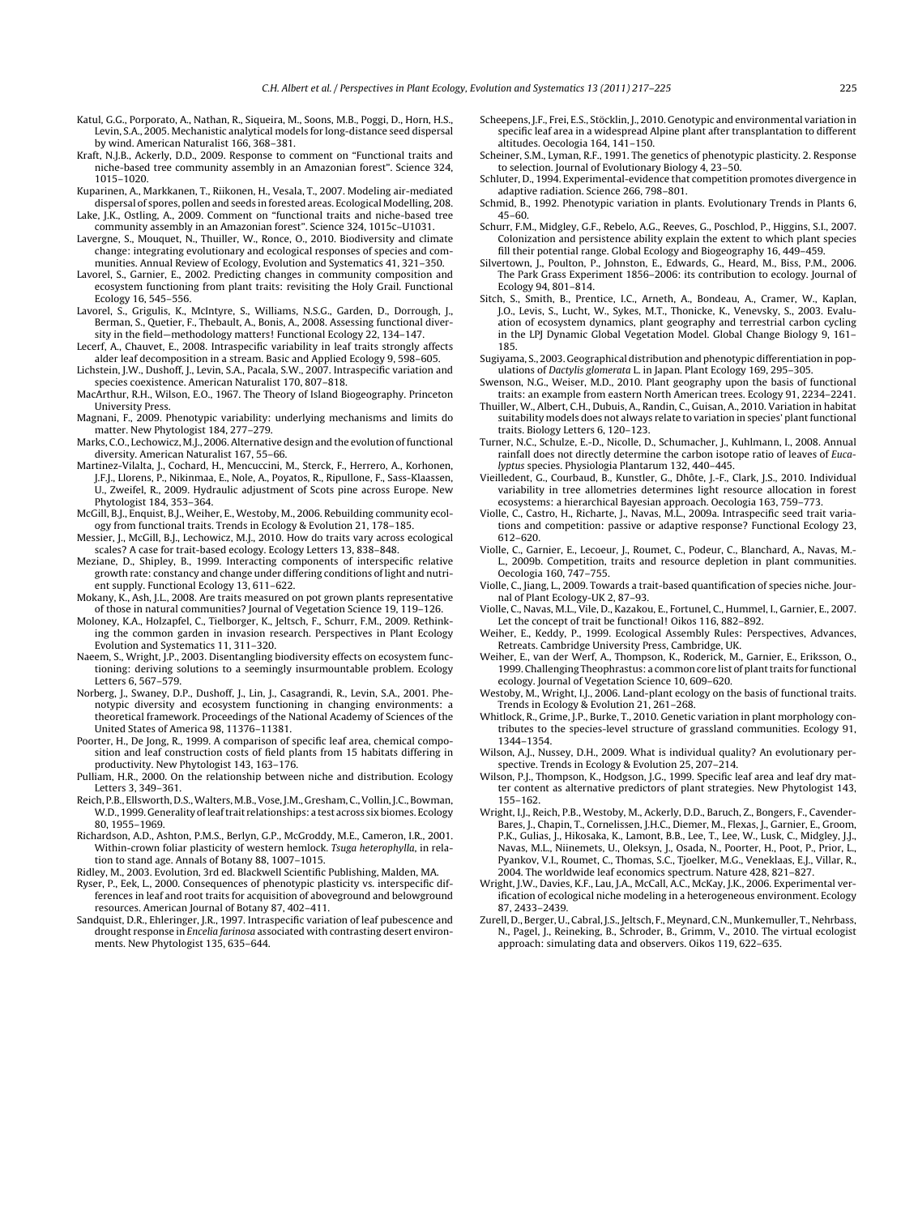Katul, G.G., Porporato, A., Nathan, R., Siqueira, M., Soons, M.B., Poggi, D., Horn, H.S., Levin, S.A., 2005. Mechanistic analytical models for long-distance seed dispersal by wind. American Naturalist 166, 368–381.

Kraft, N.J.B., Ackerly, D.D., 2009. Response to comment on "Functional traits and niche-based tree community assembly in an Amazonian forest". Science 324, 1015–1020.

Kuparinen, A., Markkanen, T., Riikonen, H., Vesala, T., 2007. Modeling air-mediated dispersal of spores, pollen and seeds in forested areas. Ecological Modelling, 208.

Lake, J.K., Ostling, A., 2009. Comment on "functional traits and niche-based tree community assembly in an Amazonian forest". Science 324, 1015c–U1031.

Lavergne, S., Mouquet, N., Thuiller, W., Ronce, O., 2010. Biodiversity and climate change: integrating evolutionary and ecological responses of species and communities. Annual Review of Ecology, Evolution and Systematics 41, 321–350.

Lavorel, S., Garnier, E., 2002. Predicting changes in community composition and ecosystem functioning from plant traits: revisiting the Holy Grail. Functional Ecology 16, 545–556.

Lavorel, S., Grigulis, K., McIntyre, S., Williams, N.S.G., Garden, D., Dorrough, J., Berman, S., Quetier, F., Thebault, A., Bonis, A., 2008. Assessing functional diversity in the field—methodology matters! Functional Ecology 22, 134–147.

Lecerf, A., Chauvet, E., 2008. Intraspecific variability in leaf traits strongly affects alder leaf decomposition in a stream. Basic and Applied Ecology 9, 598–605.

Lichstein, J.W., Dushoff, J., Levin, S.A., Pacala, S.W., 2007. Intraspecific variation and species coexistence. American Naturalist 170, 807–818.

MacArthur, R.H., Wilson, E.O., 1967. The Theory of Island Biogeography. Princeton University Press.

Magnani, F., 2009. Phenotypic variability: underlying mechanisms and limits do matter. New Phytologist 184, 277–279.

Marks, C.O., Lechowicz, M.J., 2006. Alternative design and the evolution of functional diversity. American Naturalist 167, 55–66.

Martinez-Vilalta, J., Cochard, H., Mencuccini, M., Sterck, F., Herrero, A., Korhonen, J.F.J., Llorens, P., Nikinmaa, E., Nole, A., Poyatos, R., Ripullone, F., Sass-Klaassen, U., Zweifel, R., 2009. Hydraulic adjustment of Scots pine across Europe. New Phytologist 184, 353–364.

McGill, B.J., Enquist, B.J., Weiher, E., Westoby, M., 2006. Rebuilding community ecology from functional traits. Trends in Ecology & Evolution 21, 178–185.

Messier, J., McGill, B.J., Lechowicz, M.J., 2010. How do traits vary across ecological scales? A case for trait-based ecology. Ecology Letters 13, 838–848.

Meziane, D., Shipley, B., 1999. Interacting components of interspecific relative growth rate: constancy and change under differing conditions of light and nutrient supply. Functional Ecology 13, 611–622.

Mokany, K., Ash, J.L., 2008. Are traits measured on pot grown plants representative of those in natural communities? Journal of Vegetation Science 19, 119–126.

Moloney, K.A., Holzapfel, C., Tielborger, K., Jeltsch, F., Schurr, F.M., 2009. Rethinking the common garden in invasion research. Perspectives in Plant Ecology Evolution and Systematics 11, 311–320.

Naeem, S., Wright, J.P., 2003. Disentangling biodiversity effects on ecosystem functioning: deriving solutions to a seemingly insurmountable problem. Ecology Letters 6, 567–579.

Norberg, J., Swaney, D.P., Dushoff, J., Lin, J., Casagrandi, R., Levin, S.A., 2001. Phenotypic diversity and ecosystem functioning in changing environments: a theoretical framework. Proceedings of the National Academy of Sciences of the United States of America 98, 11376–11381.

Poorter, H., De Jong, R., 1999. A comparison of specific leaf area, chemical composition and leaf construction costs of field plants from 15 habitats differing in productivity. New Phytologist 143, 163–176.

Pulliam, H.R., 2000. On the relationship between niche and distribution. Ecology Letters 3, 349–361.

Reich, P.B., Ellsworth, D.S., Walters, M.B., Vose, J.M., Gresham, C., Vollin, J.C., Bowman, W.D., 1999. Generality of leaf trait relationships: a test across six biomes. Ecology 80, 1955–1969.

Richardson, A.D., Ashton, P.M.S., Berlyn, G.P., McGroddy, M.E., Cameron, I.R., 2001. Within-crown foliar plasticity of western hemlock, *Tsuga heterophylla*, in relation to stand age. Annals of Botany 88, 1007–1015.

Ridley, M., 2003. Evolution, 3rd ed. Blackwell Scientific Publishing, Malden, MA.

Ryser, P., Eek, L., 2000. Consequences of phenotypic plasticity vs. interspecific differences in leaf and root traits for acquisition of aboveground and belowground resources. American Journal of Botany 87, 402–411.

Sandquist, D.R., Ehleringer, J.R., 1997. Intraspecific variation of leaf pubescence and drought response in *Encelia farinosa* associated with contrasting desert environments. New Phytologist 135, 635–644.

Scheepens, J.F., Frei, E.S., Stöcklin, J., 2010. Genotypic and environmental variation in specific leaf area in a widespread Alpine plant after transplantation to different altitudes. Oecologia 164, 141–150.

Scheiner, S.M., Lyman, R.F., 1991. The genetics of phenotypic plasticity. 2. Response to selection. Journal of Evolutionary Biology 4, 23–50.

Schluter, D., 1994. Experimental-evidence that competition promotes divergence in adaptive radiation. Science 266, 798–801.

Schmid, B., 1992. Phenotypic variation in plants. Evolutionary Trends in Plants 6, 45–60.

Schurr, F.M., Midgley, G.F., Rebelo, A.G., Reeves, G., Poschlod, P., Higgins, S.I., 2007. Colonization and persistence ability explain the extent to which plant species fill their potential range. Global Ecology and Biogeography 16, 449–459.

Silvertown, J., Poulton, P., Johnston, E., Edwards, G., Heard, M., Biss, P.M., 2006. The Park Grass Experiment 1856–2006: its contribution to ecology. Journal of Ecology 94, 801–814.

Sitch, S., Smith, B., Prentice, I.C., Arneth, A., Bondeau, A., Cramer, W., Kaplan, J.O., Levis, S., Lucht, W., Sykes, M.T., Thonicke, K., Venevsky, S., 2003. Evaluation of ecosystem dynamics, plant geography and terrestrial carbon cycling in the LPJ Dynamic Global Vegetation Model. Global Change Biology 9, 161–185.

Sugiyama, S., 2003. Geographical distribution and phenotypic differentiation in populations of *Dactylis glomerata* L. in Japan. Plant Ecology 169, 295–305.

Swenson, N.G., Weiser, M.D., 2010. Plant geography upon the basis of functional traits: an example from eastern North American trees. Ecology 91, 2234–2241.

Thuiller, W., Albert, C.H., Dubuis, A., Randin, C., Guisan, A., 2010. Variation in habitat suitability models does not always relate to variation in species' plant functional traits. Biology Letters 6, 120–123.

Turner, N.C., Schulze, E.-D., Nicolle, D., Schumacher, J., Kuhlmann, I., 2008. Annual rainfall does not directly determine the carbon isotope ratio of leaves of *Eucalyptus* species. Physiologia Plantarum 132, 440–445.

Vieilledent, G., Courbaud, B., Kunstler, G., Dhôte, J.-F., Clark, J.S., 2010. Individual variability in tree allometries determines light resource allocation in forest ecosystems: a hierarchical Bayesian approach. Oecologia 163, 759–773.

Violle, C., Castro, H., Richarte, J., Navas, M.L., 2009a. Intraspecific seed trait variations and competition: passive or adaptive response? Functional Ecology 23, 612–620.

Violle, C., Garnier, E., Lecoeur, J., Roumet, C., Podeur, C., Blanchard, A., Navas, M.-L., 2009b. Competition, traits and resource depletion in plant communities. Oecologia 160, 747–755.

Violle, C., Jiang, L., 2009. Towards a trait-based quantification of species niche. Journal of Plant Ecology-UK 2, 87–93.

Violle, C., Navas, M.L., Vile, D., Kazakou, E., Fortunel, C., Hummel, I., Garnier, E., 2007. Let the concept of trait be functional! Oikos 116, 882–892.

Weiher, E., Keddy, P., 1999. Ecological Assembly Rules: Perspectives, Advances, Retreats. Cambridge University Press, Cambridge, UK.

Weiher, E., van der Werf, A., Thompson, K., Roderick, M., Garnier, E., Eriksson, O., 1999. Challenging Theophrastus: a common core list of plant traits for functional ecology. Journal of Vegetation Science 10, 609–620.

Westoby, M., Wright, I.J., 2006. Land-plant ecology on the basis of functional traits. Trends in Ecology & Evolution 21, 261–268.

Whitlock, R., Grime, J.P., Burke, T., 2010. Genetic variation in plant morphology contributes to the species-level structure of grassland communities. Ecology 91, 1344–1354.

Wilson, A.J., Nussey, D.H., 2009. What is individual quality? An evolutionary perspective. Trends in Ecology & Evolution 25, 207–214.

Wilson, P.J., Thompson, K., Hodgson, J.G., 1999. Specific leaf area and leaf dry matter content as alternative predictors of plant strategies. New Phytologist 143, 155–162.

Wright, I.J., Reich, P.B., Westoby, M., Ackerly, D.D., Baruch, Z., Bongers, F., Cavender-Bares, J., Chapin, T., Cornelissen, J.H.C., Diemer, M., Flexas, J., Garnier, E., Groom, P.K., Gulias, J., Hikosaka, K., Lamont, B.B., Lee, T., Lee, W., Lusk, C., Midgley, J.J., Navas, M.L., Niinemets, U., Oleksyn, J., Osada, N., Poorter, H., Poot, P., Prior, L., Pyankov, V.I., Roumet, C., Thomas, S.C., Tjoelker, M.G., Veneklaas, E.J., Villar, R., 2004. The worldwide leaf economics spectrum. Nature 428, 821–827.

Wright, J.W., Davies, K.F., Lau, J.A., McCall, A.C., McKay, J.K., 2006. Experimental verification of ecological niche modeling in a heterogeneous environment. Ecology 87, 2433–2439.

Zurell, D., Berger, U., Cabral, J.S., Jeltsch, F., Meynard, C.N., Munkemuller, T., Nehrbass, N., Pagel, J., Reineking, B., Schroder, B., Grimm, V., 2010. The virtual ecologist approach: simulating data and observers. Oikos 119, 622–635.